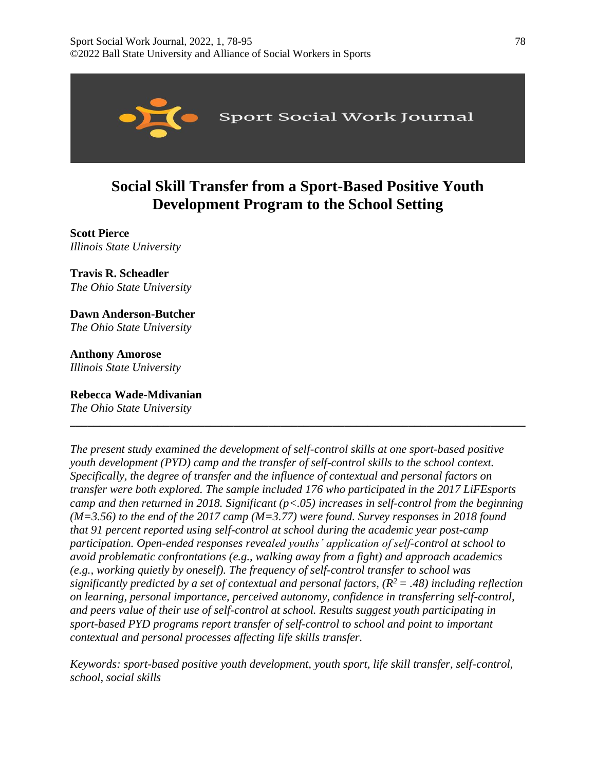# Social Skill Transfer from a Sport-Based Positive Youth Development Program to the School Setting

**Scott Pierce**
*Illinois State University*

**Travis R. Scheadler**
*The Ohio State University*

**Dawn Anderson-Butcher**
*The Ohio State University*

**Anthony Amorose**
*Illinois State University*

**Rebecca Wade-Mdivanian**
*The Ohio State University*

---

*The present study examined the development of self-control skills at one sport-based positive youth development (PYD) camp and the transfer of self-control skills to the school context. Specifically, the degree of transfer and the influence of contextual and personal factors on transfer were both explored. The sample included 176 who participated in the 2017 LiFEsports camp and then returned in 2018. Significant ($p<.05$) increases in self-control from the beginning ($M=3.56$) to the end of the 2017 camp ($M=3.77$) were found. Survey responses in 2018 found that 91 percent reported using self-control at school during the academic year post-camp participation. Open-ended responses revealed youths' application of self-control at school to avoid problematic confrontations (e.g., walking away from a fight) and approach academics (e.g., working quietly by oneself). The frequency of self-control transfer to school was significantly predicted by a set of contextual and personal factors, ($R^2 = .48$) including reflection on learning, personal importance, perceived autonomy, confidence in transferring self-control, and peers value of their use of self-control at school. Results suggest youth participating in sport-based PYD programs report transfer of self-control to school and point to important contextual and personal processes affecting life skills transfer.*

*Keywords: sport-based positive youth development, youth sport, life skill transfer, self-control, school, social skills*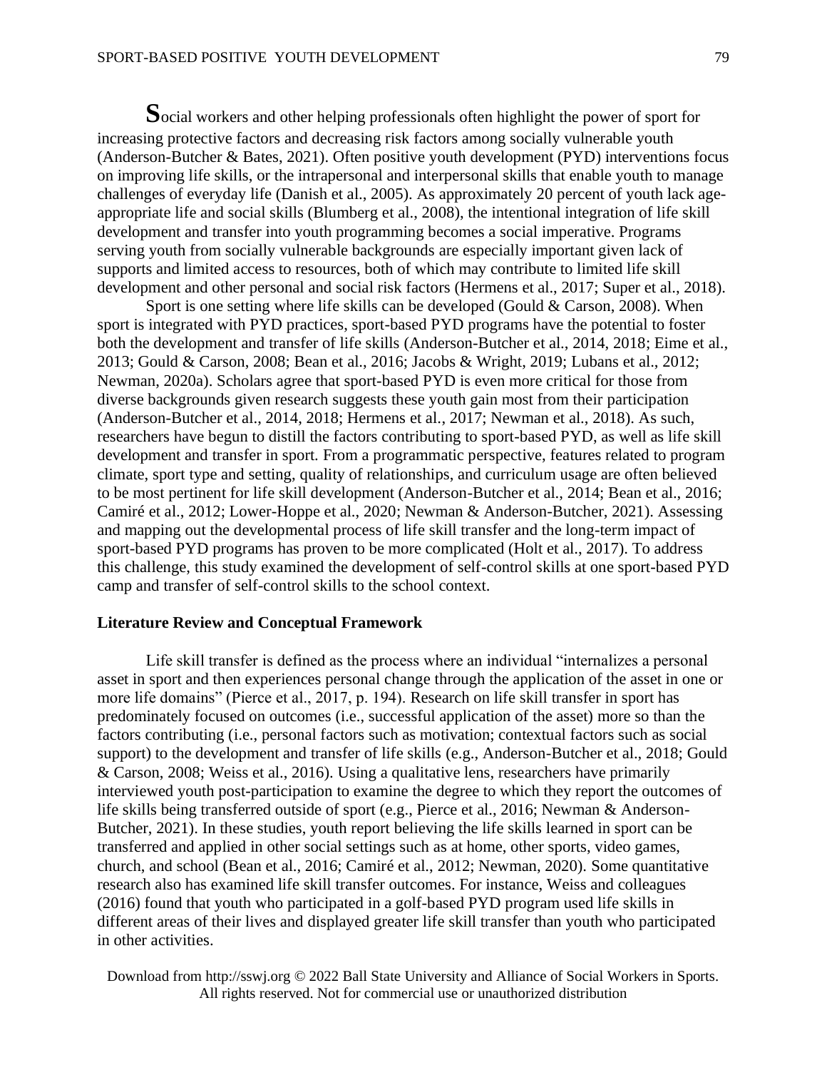Social workers and other helping professionals often highlight the power of sport for increasing protective factors and decreasing risk factors among socially vulnerable youth (Anderson-Butcher & Bates, 2021). Often positive youth development (PYD) interventions focus on improving life skills, or the intrapersonal and interpersonal skills that enable youth to manage challenges of everyday life (Danish et al., 2005). As approximately 20 percent of youth lack age-appropriate life and social skills (Blumberg et al., 2008), the intentional integration of life skill development and transfer into youth programming becomes a social imperative. Programs serving youth from socially vulnerable backgrounds are especially important given lack of supports and limited access to resources, both of which may contribute to limited life skill development and other personal and social risk factors (Hermens et al., 2017; Super et al., 2018).

Sport is one setting where life skills can be developed (Gould & Carson, 2008). When sport is integrated with PYD practices, sport-based PYD programs have the potential to foster both the development and transfer of life skills (Anderson-Butcher et al., 2014, 2018; Eime et al., 2013; Gould & Carson, 2008; Bean et al., 2016; Jacobs & Wright, 2019; Lubans et al., 2012; Newman, 2020a). Scholars agree that sport-based PYD is even more critical for those from diverse backgrounds given research suggests these youth gain most from their participation (Anderson-Butcher et al., 2014, 2018; Hermens et al., 2017; Newman et al., 2018). As such, researchers have begun to distill the factors contributing to sport-based PYD, as well as life skill development and transfer in sport. From a programmatic perspective, features related to program climate, sport type and setting, quality of relationships, and curriculum usage are often believed to be most pertinent for life skill development (Anderson-Butcher et al., 2014; Bean et al., 2016; Camiré et al., 2012; Lower-Hoppe et al., 2020; Newman & Anderson-Butcher, 2021). Assessing and mapping out the developmental process of life skill transfer and the long-term impact of sport-based PYD programs has proven to be more complicated (Holt et al., 2017). To address this challenge, this study examined the development of self-control skills at one sport-based PYD camp and transfer of self-control skills to the school context.

## Literature Review and Conceptual Framework

Life skill transfer is defined as the process where an individual "internalizes a personal asset in sport and then experiences personal change through the application of the asset in one or more life domains" (Pierce et al., 2017, p. 194). Research on life skill transfer in sport has predominately focused on outcomes (i.e., successful application of the asset) more so than the factors contributing (i.e., personal factors such as motivation; contextual factors such as social support) to the development and transfer of life skills (e.g., Anderson-Butcher et al., 2018; Gould & Carson, 2008; Weiss et al., 2016). Using a qualitative lens, researchers have primarily interviewed youth post-participation to examine the degree to which they report the outcomes of life skills being transferred outside of sport (e.g., Pierce et al., 2016; Newman & Anderson-Butcher, 2021). In these studies, youth report believing the life skills learned in sport can be transferred and applied in other social settings such as at home, other sports, video games, church, and school (Bean et al., 2016; Camiré et al., 2012; Newman, 2020). Some quantitative research also has examined life skill transfer outcomes. For instance, Weiss and colleagues (2016) found that youth who participated in a golf-based PYD program used life skills in different areas of their lives and displayed greater life skill transfer than youth who participated in other activities.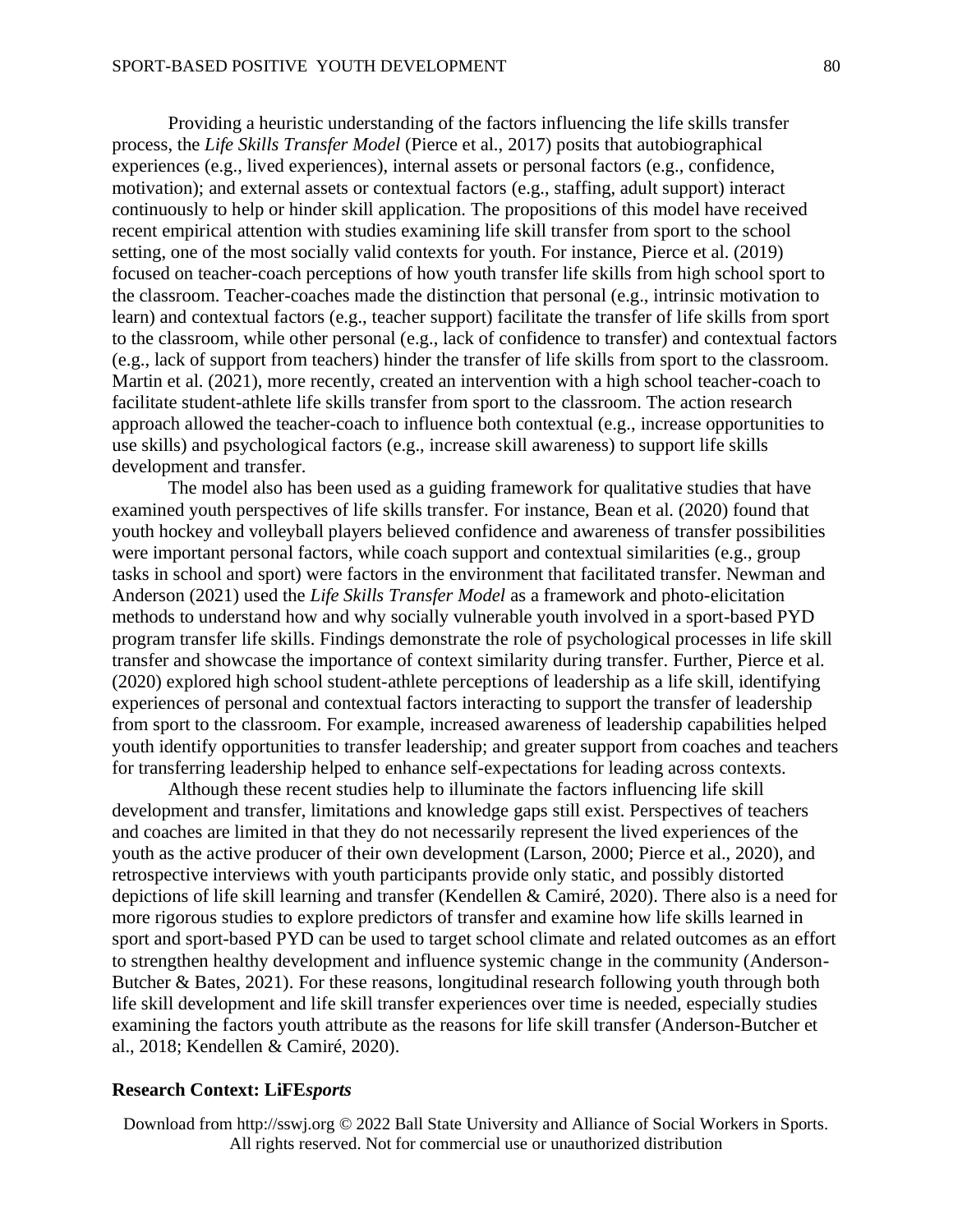Providing a heuristic understanding of the factors influencing the life skills transfer process, the *Life Skills Transfer Model* (Pierce et al., 2017) posits that autobiographical experiences (e.g., lived experiences), internal assets or personal factors (e.g., confidence, motivation); and external assets or contextual factors (e.g., staffing, adult support) interact continuously to help or hinder skill application. The propositions of this model have received recent empirical attention with studies examining life skill transfer from sport to the school setting, one of the most socially valid contexts for youth. For instance, Pierce et al. (2019) focused on teacher-coach perceptions of how youth transfer life skills from high school sport to the classroom. Teacher-coaches made the distinction that personal (e.g., intrinsic motivation to learn) and contextual factors (e.g., teacher support) facilitate the transfer of life skills from sport to the classroom, while other personal (e.g., lack of confidence to transfer) and contextual factors (e.g., lack of support from teachers) hinder the transfer of life skills from sport to the classroom. Martin et al. (2021), more recently, created an intervention with a high school teacher-coach to facilitate student-athlete life skills transfer from sport to the classroom. The action research approach allowed the teacher-coach to influence both contextual (e.g., increase opportunities to use skills) and psychological factors (e.g., increase skill awareness) to support life skills development and transfer.

The model also has been used as a guiding framework for qualitative studies that have examined youth perspectives of life skills transfer. For instance, Bean et al. (2020) found that youth hockey and volleyball players believed confidence and awareness of transfer possibilities were important personal factors, while coach support and contextual similarities (e.g., group tasks in school and sport) were factors in the environment that facilitated transfer. Newman and Anderson (2021) used the *Life Skills Transfer Model* as a framework and photo-elicitation methods to understand how and why socially vulnerable youth involved in a sport-based PYD program transfer life skills. Findings demonstrate the role of psychological processes in life skill transfer and showcase the importance of context similarity during transfer. Further, Pierce et al. (2020) explored high school student-athlete perceptions of leadership as a life skill, identifying experiences of personal and contextual factors interacting to support the transfer of leadership from sport to the classroom. For example, increased awareness of leadership capabilities helped youth identify opportunities to transfer leadership; and greater support from coaches and teachers for transferring leadership helped to enhance self-expectations for leading across contexts.

Although these recent studies help to illuminate the factors influencing life skill development and transfer, limitations and knowledge gaps still exist. Perspectives of teachers and coaches are limited in that they do not necessarily represent the lived experiences of the youth as the active producer of their own development (Larson, 2000; Pierce et al., 2020), and retrospective interviews with youth participants provide only static, and possibly distorted depictions of life skill learning and transfer (Kendellen & Camiré, 2020). There also is a need for more rigorous studies to explore predictors of transfer and examine how life skills learned in sport and sport-based PYD can be used to target school climate and related outcomes as an effort to strengthen healthy development and influence systemic change in the community (Anderson-Butcher & Bates, 2021). For these reasons, longitudinal research following youth through both life skill development and life skill transfer experiences over time is needed, especially studies examining the factors youth attribute as the reasons for life skill transfer (Anderson-Butcher et al., 2018; Kendellen & Camiré, 2020).

## Research Context: LiFE*sports*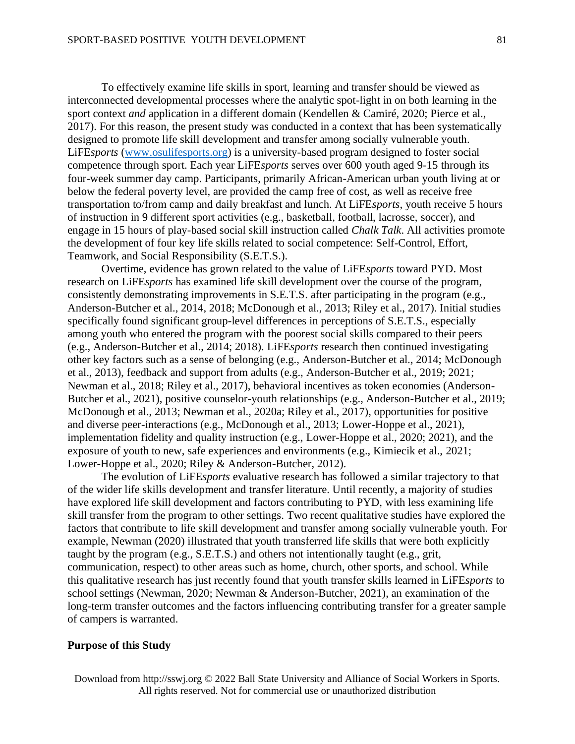To effectively examine life skills in sport, learning and transfer should be viewed as interconnected developmental processes where the analytic spot-light in on both learning in the sport context *and* application in a different domain (Kendellen & Camiré, 2020; Pierce et al., 2017). For this reason, the present study was conducted in a context that has been systematically designed to promote life skill development and transfer among socially vulnerable youth. LiFE*sports* (www.osulifesports.org) is a university-based program designed to foster social competence through sport. Each year LiFE*sports* serves over 600 youth aged 9-15 through its four-week summer day camp. Participants, primarily African-American urban youth living at or below the federal poverty level, are provided the camp free of cost, as well as receive free transportation to/from camp and daily breakfast and lunch. At LiFE*sports*, youth receive 5 hours of instruction in 9 different sport activities (e.g., basketball, football, lacrosse, soccer), and engage in 15 hours of play-based social skill instruction called *Chalk Talk*. All activities promote the development of four key life skills related to social competence: Self-Control, Effort, Teamwork, and Social Responsibility (S.E.T.S.).

Overtime, evidence has grown related to the value of LiFE*sports* toward PYD. Most research on LiFE*sports* has examined life skill development over the course of the program, consistently demonstrating improvements in S.E.T.S. after participating in the program (e.g., Anderson-Butcher et al., 2014, 2018; McDonough et al., 2013; Riley et al., 2017). Initial studies specifically found significant group-level differences in perceptions of S.E.T.S., especially among youth who entered the program with the poorest social skills compared to their peers (e.g., Anderson-Butcher et al., 2014; 2018). LiFE*sports* research then continued investigating other key factors such as a sense of belonging (e.g., Anderson-Butcher et al., 2014; McDonough et al., 2013), feedback and support from adults (e.g., Anderson-Butcher et al., 2019; 2021; Newman et al., 2018; Riley et al., 2017), behavioral incentives as token economies (Anderson-Butcher et al., 2021), positive counselor-youth relationships (e.g., Anderson-Butcher et al., 2019; McDonough et al., 2013; Newman et al., 2020a; Riley et al., 2017), opportunities for positive and diverse peer-interactions (e.g., McDonough et al., 2013; Lower-Hoppe et al., 2021), implementation fidelity and quality instruction (e.g., Lower-Hoppe et al., 2020; 2021), and the exposure of youth to new, safe experiences and environments (e.g., Kimiecik et al., 2021; Lower-Hoppe et al., 2020; Riley & Anderson-Butcher, 2012).

The evolution of LiFE*sports* evaluative research has followed a similar trajectory to that of the wider life skills development and transfer literature. Until recently, a majority of studies have explored life skill development and factors contributing to PYD, with less examining life skill transfer from the program to other settings. Two recent qualitative studies have explored the factors that contribute to life skill development and transfer among socially vulnerable youth. For example, Newman (2020) illustrated that youth transferred life skills that were both explicitly taught by the program (e.g., S.E.T.S.) and others not intentionally taught (e.g., grit, communication, respect) to other areas such as home, church, other sports, and school. While this qualitative research has just recently found that youth transfer skills learned in LiFE*sports* to school settings (Newman, 2020; Newman & Anderson-Butcher, 2021), an examination of the long-term transfer outcomes and the factors influencing contributing transfer for a greater sample of campers is warranted.

## Purpose of this Study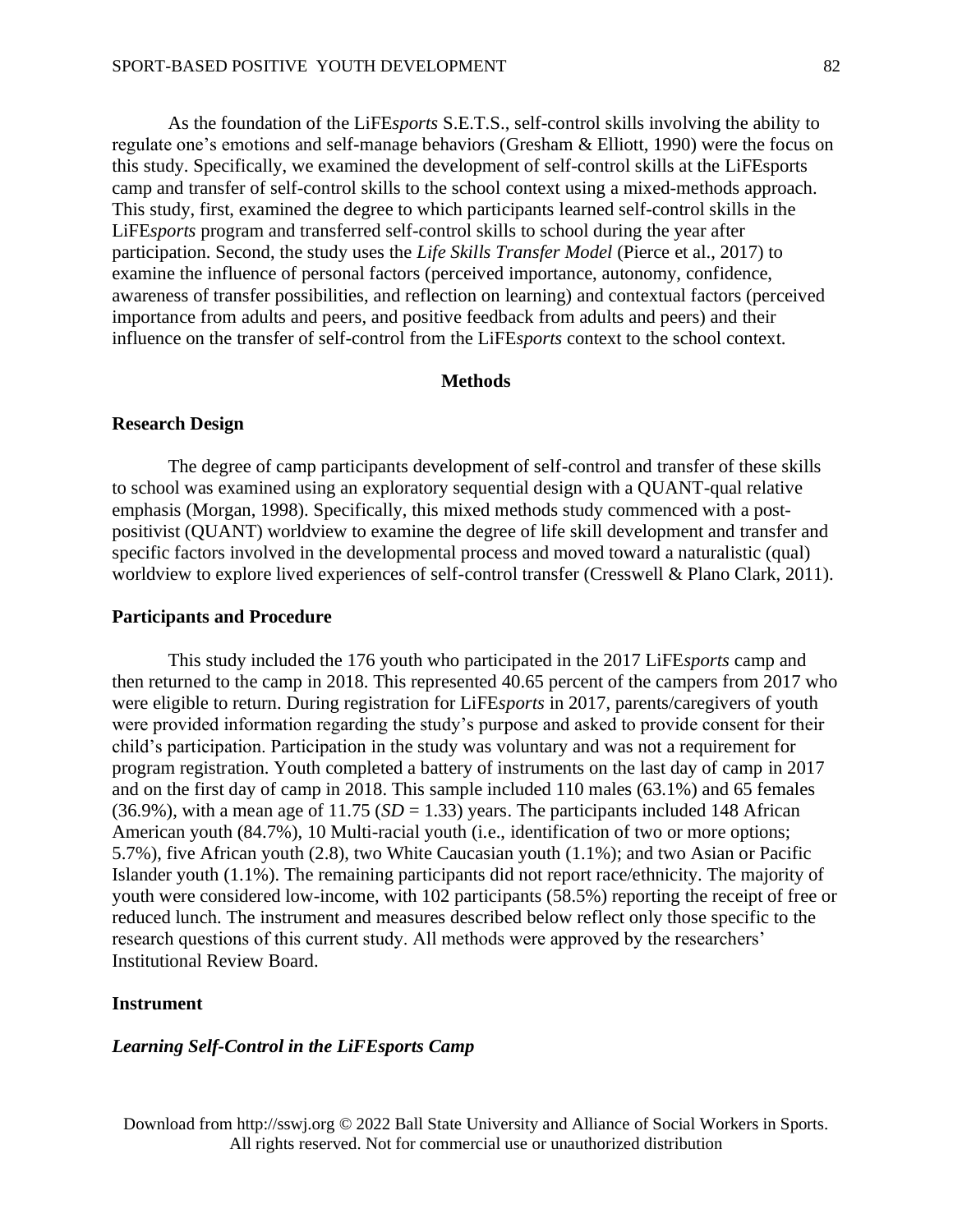As the foundation of the LiFE*sports* S.E.T.S., self-control skills involving the ability to regulate one's emotions and self-manage behaviors (Gresham & Elliott, 1990) were the focus on this study. Specifically, we examined the development of self-control skills at the LiFEsports camp and transfer of self-control skills to the school context using a mixed-methods approach. This study, first, examined the degree to which participants learned self-control skills in the LiFE*sports* program and transferred self-control skills to school during the year after participation. Second, the study uses the *Life Skills Transfer Model* (Pierce et al., 2017) to examine the influence of personal factors (perceived importance, autonomy, confidence, awareness of transfer possibilities, and reflection on learning) and contextual factors (perceived importance from adults and peers, and positive feedback from adults and peers) and their influence on the transfer of self-control from the LiFE*sports* context to the school context.

## Methods

### Research Design

The degree of camp participants development of self-control and transfer of these skills to school was examined using an exploratory sequential design with a QUANT-qual relative emphasis (Morgan, 1998). Specifically, this mixed methods study commenced with a post-positivist (QUANT) worldview to examine the degree of life skill development and transfer and specific factors involved in the developmental process and moved toward a naturalistic (qual) worldview to explore lived experiences of self-control transfer (Cresswell & Plano Clark, 2011).

### Participants and Procedure

This study included the 176 youth who participated in the 2017 LiFE*sports* camp and then returned to the camp in 2018. This represented 40.65 percent of the campers from 2017 who were eligible to return. During registration for LiFE*sports* in 2017, parents/caregivers of youth were provided information regarding the study's purpose and asked to provide consent for their child's participation. Participation in the study was voluntary and was not a requirement for program registration. Youth completed a battery of instruments on the last day of camp in 2017 and on the first day of camp in 2018. This sample included 110 males (63.1%) and 65 females (36.9%), with a mean age of 11.75 (*SD* = 1.33) years. The participants included 148 African American youth (84.7%), 10 Multi-racial youth (i.e., identification of two or more options; 5.7%), five African youth (2.8), two White Caucasian youth (1.1%); and two Asian or Pacific Islander youth (1.1%). The remaining participants did not report race/ethnicity. The majority of youth were considered low-income, with 102 participants (58.5%) reporting the receipt of free or reduced lunch. The instrument and measures described below reflect only those specific to the research questions of this current study. All methods were approved by the researchers' Institutional Review Board.

### Instrument

#### *Learning Self-Control in the LiFEsports Camp*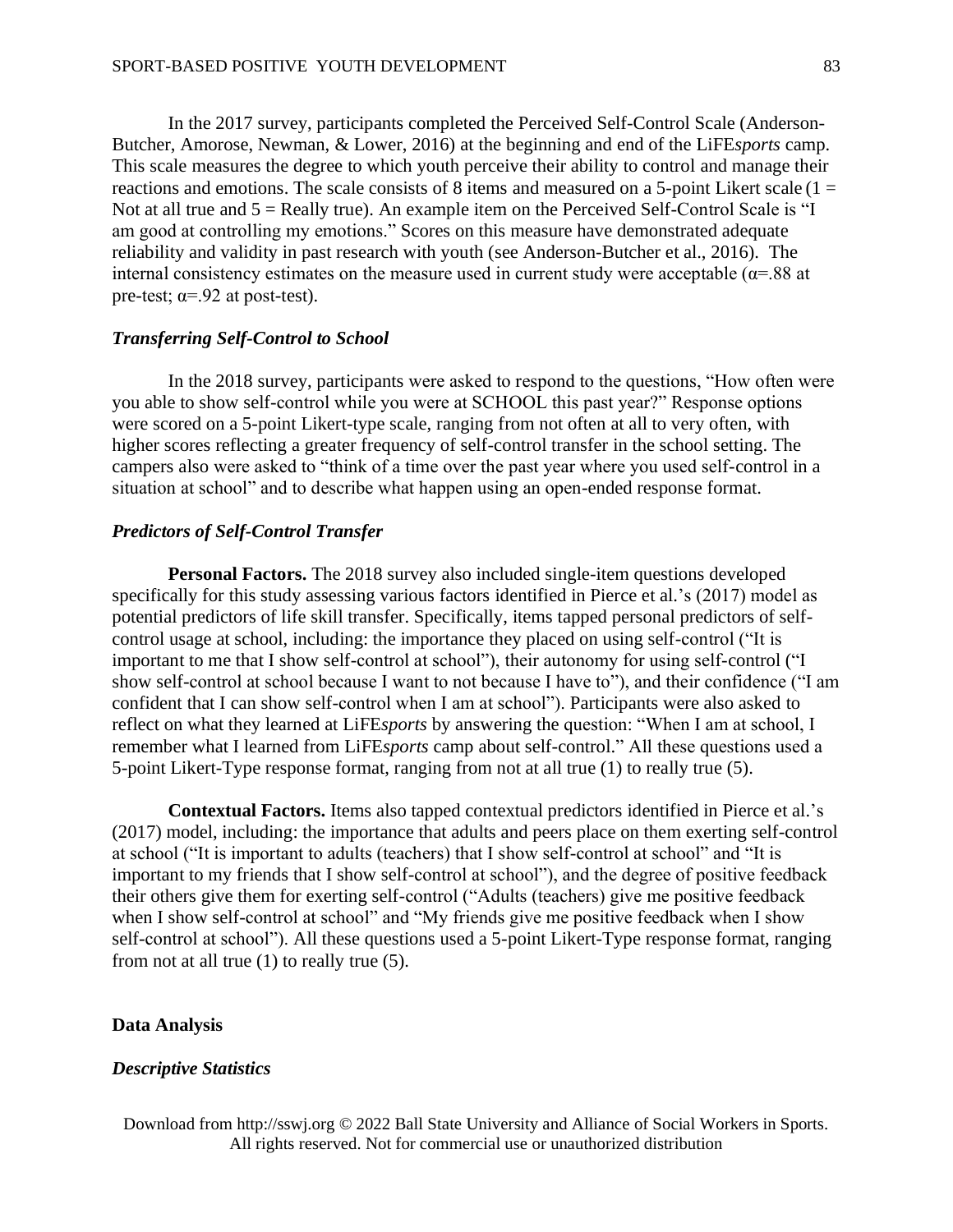In the 2017 survey, participants completed the Perceived Self-Control Scale (Anderson-Butcher, Amorose, Newman, & Lower, 2016) at the beginning and end of the LiFE*sports* camp. This scale measures the degree to which youth perceive their ability to control and manage their reactions and emotions. The scale consists of 8 items and measured on a 5-point Likert scale (1 = Not at all true and 5 = Really true). An example item on the Perceived Self-Control Scale is "I am good at controlling my emotions." Scores on this measure have demonstrated adequate reliability and validity in past research with youth (see Anderson-Butcher et al., 2016). The internal consistency estimates on the measure used in current study were acceptable ($\alpha$=.88 at pre-test; $\alpha$=.92 at post-test).

### *Transferring Self-Control to School*

In the 2018 survey, participants were asked to respond to the questions, "How often were you able to show self-control while you were at SCHOOL this past year?" Response options were scored on a 5-point Likert-type scale, ranging from not often at all to very often, with higher scores reflecting a greater frequency of self-control transfer in the school setting. The campers also were asked to "think of a time over the past year where you used self-control in a situation at school" and to describe what happen using an open-ended response format.

### *Predictors of Self-Control Transfer*

**Personal Factors.** The 2018 survey also included single-item questions developed specifically for this study assessing various factors identified in Pierce et al.'s (2017) model as potential predictors of life skill transfer. Specifically, items tapped personal predictors of self-control usage at school, including: the importance they placed on using self-control ("It is important to me that I show self-control at school"), their autonomy for using self-control ("I show self-control at school because I want to not because I have to"), and their confidence ("I am confident that I can show self-control when I am at school"). Participants were also asked to reflect on what they learned at LiFE*sports* by answering the question: "When I am at school, I remember what I learned from LiFE*sports* camp about self-control." All these questions used a 5-point Likert-Type response format, ranging from not at all true (1) to really true (5).

**Contextual Factors.** Items also tapped contextual predictors identified in Pierce et al.'s (2017) model, including: the importance that adults and peers place on them exerting self-control at school ("It is important to adults (teachers) that I show self-control at school" and "It is important to my friends that I show self-control at school"), and the degree of positive feedback their others give them for exerting self-control ("Adults (teachers) give me positive feedback when I show self-control at school" and "My friends give me positive feedback when I show self-control at school"). All these questions used a 5-point Likert-Type response format, ranging from not at all true (1) to really true (5).

## Data Analysis

### *Descriptive Statistics*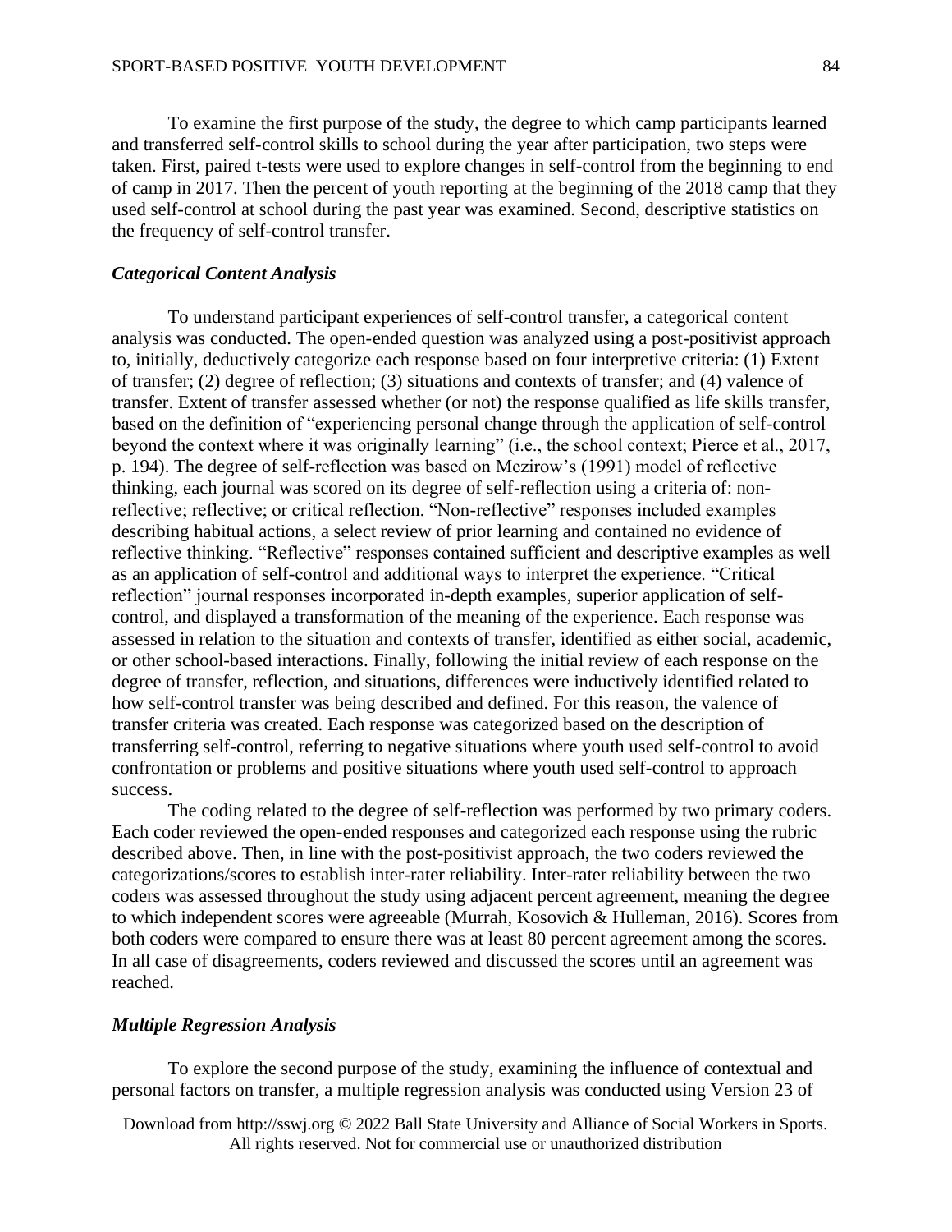To examine the first purpose of the study, the degree to which camp participants learned and transferred self-control skills to school during the year after participation, two steps were taken. First, paired t-tests were used to explore changes in self-control from the beginning to end of camp in 2017. Then the percent of youth reporting at the beginning of the 2018 camp that they used self-control at school during the past year was examined. Second, descriptive statistics on the frequency of self-control transfer.

### *Categorical Content Analysis*

To understand participant experiences of self-control transfer, a categorical content analysis was conducted. The open-ended question was analyzed using a post-positivist approach to, initially, deductively categorize each response based on four interpretive criteria: (1) Extent of transfer; (2) degree of reflection; (3) situations and contexts of transfer; and (4) valence of transfer. Extent of transfer assessed whether (or not) the response qualified as life skills transfer, based on the definition of "experiencing personal change through the application of self-control beyond the context where it was originally learning" (i.e., the school context; Pierce et al., 2017, p. 194). The degree of self-reflection was based on Mezirow's (1991) model of reflective thinking, each journal was scored on its degree of self-reflection using a criteria of: non-reflective; reflective; or critical reflection. "Non-reflective" responses included examples describing habitual actions, a select review of prior learning and contained no evidence of reflective thinking. "Reflective" responses contained sufficient and descriptive examples as well as an application of self-control and additional ways to interpret the experience. "Critical reflection" journal responses incorporated in-depth examples, superior application of self-control, and displayed a transformation of the meaning of the experience. Each response was assessed in relation to the situation and contexts of transfer, identified as either social, academic, or other school-based interactions. Finally, following the initial review of each response on the degree of transfer, reflection, and situations, differences were inductively identified related to how self-control transfer was being described and defined. For this reason, the valence of transfer criteria was created. Each response was categorized based on the description of transferring self-control, referring to negative situations where youth used self-control to avoid confrontation or problems and positive situations where youth used self-control to approach success.

The coding related to the degree of self-reflection was performed by two primary coders. Each coder reviewed the open-ended responses and categorized each response using the rubric described above. Then, in line with the post-positivist approach, the two coders reviewed the categorizations/scores to establish inter-rater reliability. Inter-rater reliability between the two coders was assessed throughout the study using adjacent percent agreement, meaning the degree to which independent scores were agreeable (Murrah, Kosovich & Hulleman, 2016). Scores from both coders were compared to ensure there was at least 80 percent agreement among the scores. In all case of disagreements, coders reviewed and discussed the scores until an agreement was reached.

### *Multiple Regression Analysis*

To explore the second purpose of the study, examining the influence of contextual and personal factors on transfer, a multiple regression analysis was conducted using Version 23 of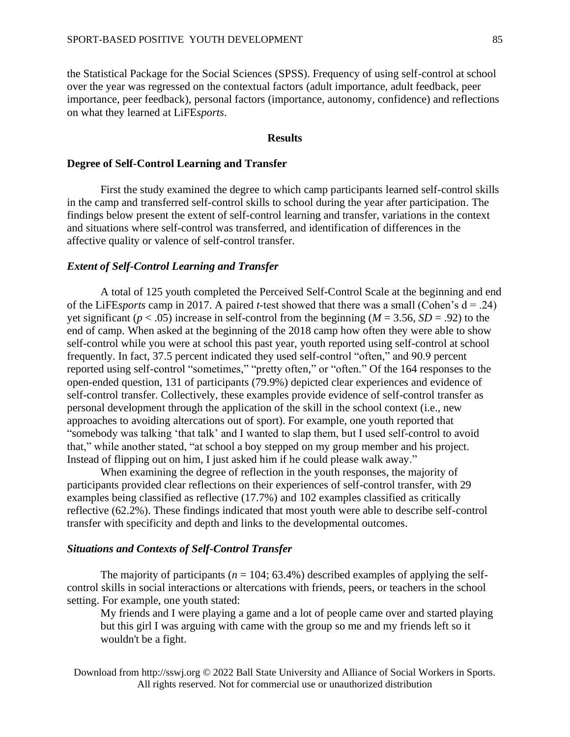the Statistical Package for the Social Sciences (SPSS). Frequency of using self-control at school over the year was regressed on the contextual factors (adult importance, adult feedback, peer importance, peer feedback), personal factors (importance, autonomy, confidence) and reflections on what they learned at LiFE*sports*.

## Results

### Degree of Self-Control Learning and Transfer

First the study examined the degree to which camp participants learned self-control skills in the camp and transferred self-control skills to school during the year after participation. The findings below present the extent of self-control learning and transfer, variations in the context and situations where self-control was transferred, and identification of differences in the affective quality or valence of self-control transfer.

#### *Extent of Self-Control Learning and Transfer*

A total of 125 youth completed the Perceived Self-Control Scale at the beginning and end of the LiFE*sports* camp in 2017. A paired *t*-test showed that there was a small (Cohen's d = .24) yet significant ($p < .05$) increase in self-control from the beginning ($M = 3.56$, $SD = .92$) to the end of camp. When asked at the beginning of the 2018 camp how often they were able to show self-control while you were at school this past year, youth reported using self-control at school frequently. In fact, 37.5 percent indicated they used self-control "often," and 90.9 percent reported using self-control "sometimes," "pretty often," or "often." Of the 164 responses to the open-ended question, 131 of participants (79.9%) depicted clear experiences and evidence of self-control transfer. Collectively, these examples provide evidence of self-control transfer as personal development through the application of the skill in the school context (i.e., new approaches to avoiding altercations out of sport). For example, one youth reported that "somebody was talking 'that talk' and I wanted to slap them, but I used self-control to avoid that," while another stated, "at school a boy stepped on my group member and his project. Instead of flipping out on him, I just asked him if he could please walk away."

When examining the degree of reflection in the youth responses, the majority of participants provided clear reflections on their experiences of self-control transfer, with 29 examples being classified as reflective (17.7%) and 102 examples classified as critically reflective (62.2%). These findings indicated that most youth were able to describe self-control transfer with specificity and depth and links to the developmental outcomes.

#### *Situations and Contexts of Self-Control Transfer*

The majority of participants ($n = 104$; 63.4%) described examples of applying the self-control skills in social interactions or altercations with friends, peers, or teachers in the school setting. For example, one youth stated:

> My friends and I were playing a game and a lot of people came over and started playing but this girl I was arguing with came with the group so me and my friends left so it wouldn't be a fight.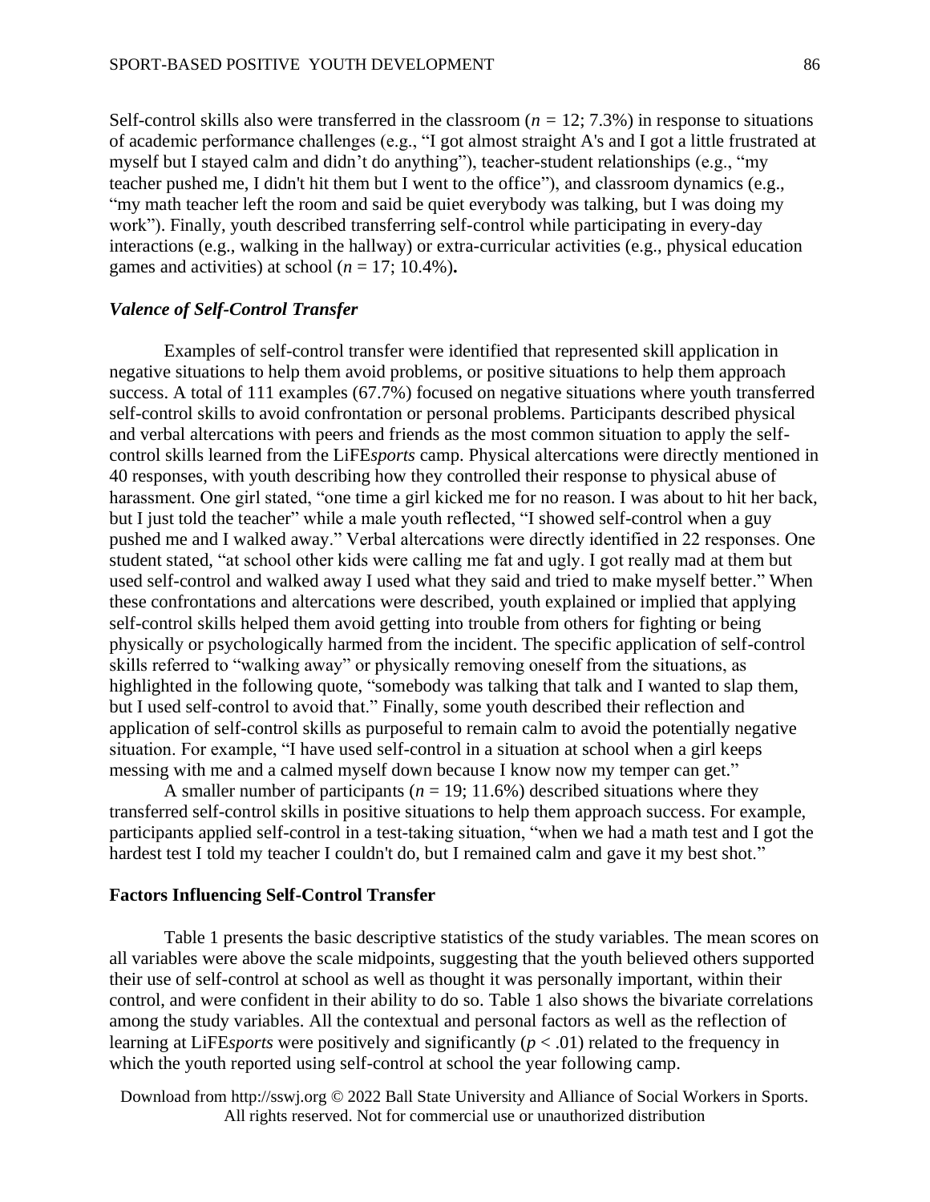Self-control skills also were transferred in the classroom ($n$ = 12; 7.3%) in response to situations of academic performance challenges (e.g., "I got almost straight A's and I got a little frustrated at myself but I stayed calm and didn't do anything"), teacher-student relationships (e.g., "my teacher pushed me, I didn't hit them but I went to the office"), and classroom dynamics (e.g., "my math teacher left the room and said be quiet everybody was talking, but I was doing my work"). Finally, youth described transferring self-control while participating in every-day interactions (e.g., walking in the hallway) or extra-curricular activities (e.g., physical education games and activities) at school ($n$ = 17; 10.4%)**.**

### *Valence of Self-Control Transfer*

Examples of self-control transfer were identified that represented skill application in negative situations to help them avoid problems, or positive situations to help them approach success. A total of 111 examples (67.7%) focused on negative situations where youth transferred self-control skills to avoid confrontation or personal problems. Participants described physical and verbal altercations with peers and friends as the most common situation to apply the self-control skills learned from the LiFE*sports* camp. Physical altercations were directly mentioned in 40 responses, with youth describing how they controlled their response to physical abuse of harassment. One girl stated, "one time a girl kicked me for no reason. I was about to hit her back, but I just told the teacher" while a male youth reflected, "I showed self-control when a guy pushed me and I walked away." Verbal altercations were directly identified in 22 responses. One student stated, "at school other kids were calling me fat and ugly. I got really mad at them but used self-control and walked away I used what they said and tried to make myself better." When these confrontations and altercations were described, youth explained or implied that applying self-control skills helped them avoid getting into trouble from others for fighting or being physically or psychologically harmed from the incident. The specific application of self-control skills referred to "walking away" or physically removing oneself from the situations, as highlighted in the following quote, "somebody was talking that talk and I wanted to slap them, but I used self-control to avoid that." Finally, some youth described their reflection and application of self-control skills as purposeful to remain calm to avoid the potentially negative situation. For example, "I have used self-control in a situation at school when a girl keeps messing with me and a calmed myself down because I know now my temper can get."

A smaller number of participants ($n$ = 19; 11.6%) described situations where they transferred self-control skills in positive situations to help them approach success. For example, participants applied self-control in a test-taking situation, "when we had a math test and I got the hardest test I told my teacher I couldn't do, but I remained calm and gave it my best shot."

## Factors Influencing Self-Control Transfer

Table 1 presents the basic descriptive statistics of the study variables. The mean scores on all variables were above the scale midpoints, suggesting that the youth believed others supported their use of self-control at school as well as thought it was personally important, within their control, and were confident in their ability to do so. Table 1 also shows the bivariate correlations among the study variables. All the contextual and personal factors as well as the reflection of learning at LiFE*sports* were positively and significantly ($p < .01$) related to the frequency in which the youth reported using self-control at school the year following camp.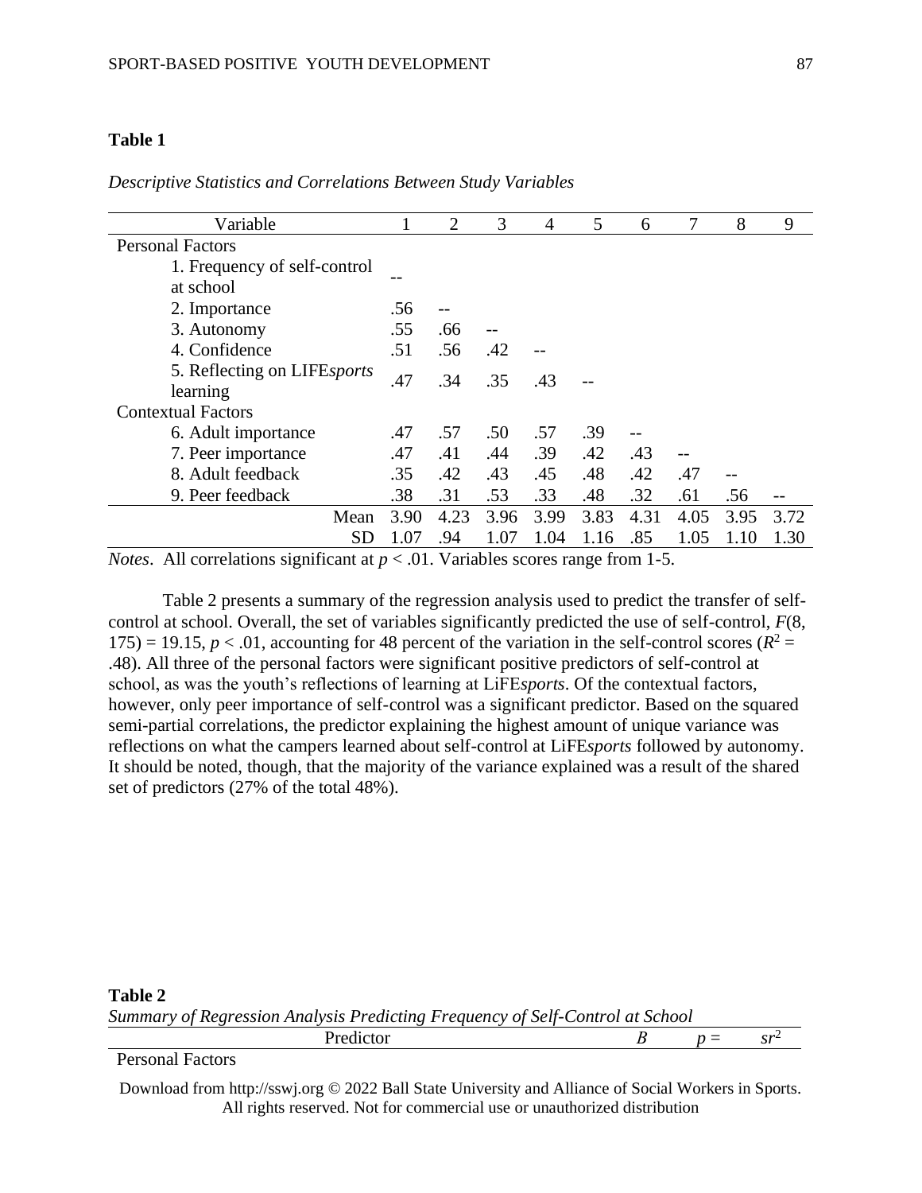**Table 1**

*Descriptive Statistics and Correlations Between Study Variables*

| Variable | 1 | 2 | 3 | 4 | 5 | 6 | 7 | 8 | 9 |
|---|---|---|---|---|---|---|---|---|---|
| Personal Factors | | | | | | | | | |
| 1. Frequency of self-control at school | -- | | | | | | | | |
| 2. Importance | .56 | -- | | | | | | | |
| 3. Autonomy | .55 | .66 | -- | | | | | | |
| 4. Confidence | .51 | .56 | .42 | -- | | | | | |
| 5. Reflecting on LIFE*sports* learning | .47 | .34 | .35 | .43 | -- | | | | |
| Contextual Factors | | | | | | | | | |
| 6. Adult importance | .47 | .57 | .50 | .57 | .39 | -- | | | |
| 7. Peer importance | .47 | .41 | .44 | .39 | .42 | .43 | -- | | |
| 8. Adult feedback | .35 | .42 | .43 | .45 | .48 | .42 | .47 | -- | |
| 9. Peer feedback | .38 | .31 | .53 | .33 | .48 | .32 | .61 | .56 | -- |
| Mean | 3.90 | 4.23 | 3.96 | 3.99 | 3.83 | 4.31 | 4.05 | 3.95 | 3.72 |
| SD | 1.07 | .94 | 1.07 | 1.04 | 1.16 | .85 | 1.05 | 1.10 | 1.30 |

*Notes*. All correlations significant at $p < .01$. Variables scores range from 1-5.

Table 2 presents a summary of the regression analysis used to predict the transfer of self-control at school. Overall, the set of variables significantly predicted the use of self-control, $F(8, 175) = 19.15$, $p < .01$, accounting for 48 percent of the variation in the self-control scores ($R^2 = .48$). All three of the personal factors were significant positive predictors of self-control at school, as was the youth's reflections of learning at LiFE*sports*. Of the contextual factors, however, only peer importance of self-control was a significant predictor. Based on the squared semi-partial correlations, the predictor explaining the highest amount of unique variance was reflections on what the campers learned about self-control at LiFE*sports* followed by autonomy. It should be noted, though, that the majority of the variance explained was a result of the shared set of predictors (27% of the total 48%).

**Table 2**

*Summary of Regression Analysis Predicting Frequency of Self-Control at School*

| Predictor | *B* | *p* = | $sr^2$ |
|---|---|---|---|
| Personal Factors | | | |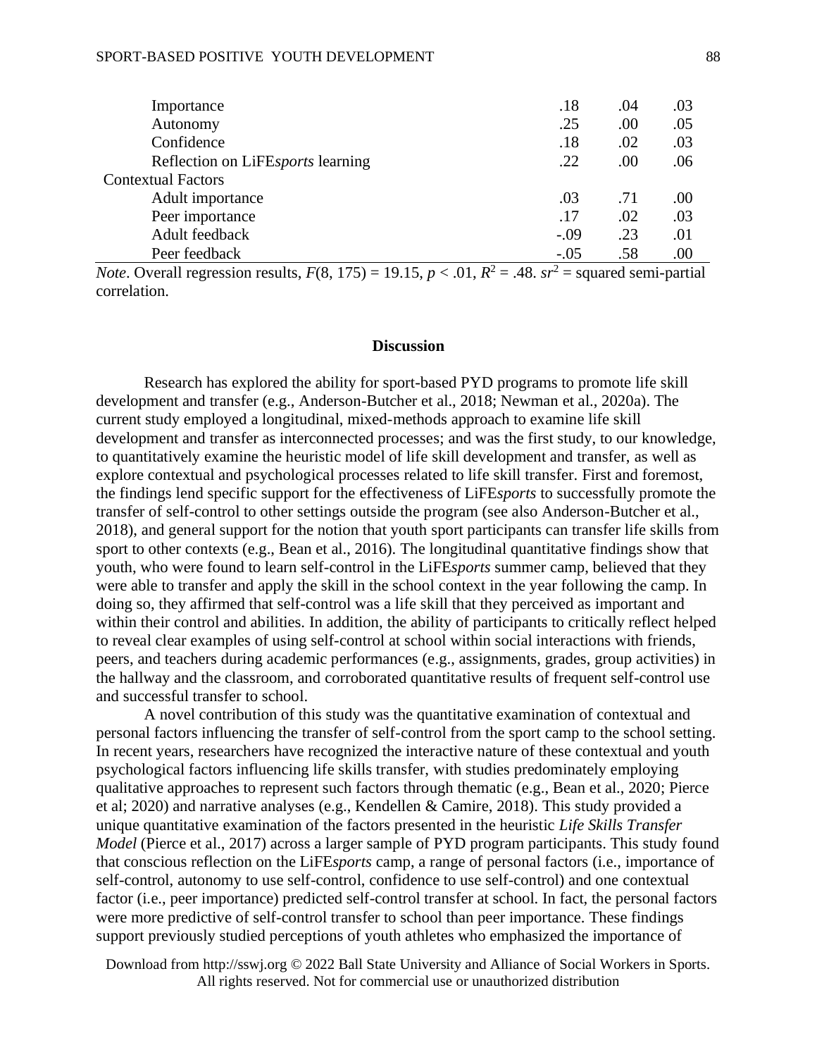| | | | |
|---|---|---|---|
| Importance | .18 | .04 | .03 |
| Autonomy | .25 | .00 | .05 |
| Confidence | .18 | .02 | .03 |
| Reflection on LiFE*sports* learning | .22 | .00 | .06 |
| Contextual Factors | | | |
| Adult importance | .03 | .71 | .00 |
| Peer importance | .17 | .02 | .03 |
| Adult feedback | -.09 | .23 | .01 |
| Peer feedback | -.05 | .58 | .00 |

*Note*. Overall regression results, $F(8, 175) = 19.15$, $p < .01$, $R^2 = .48$. $sr^2$ = squared semi-partial correlation.

## Discussion

Research has explored the ability for sport-based PYD programs to promote life skill development and transfer (e.g., Anderson-Butcher et al., 2018; Newman et al., 2020a). The current study employed a longitudinal, mixed-methods approach to examine life skill development and transfer as interconnected processes; and was the first study, to our knowledge, to quantitatively examine the heuristic model of life skill development and transfer, as well as explore contextual and psychological processes related to life skill transfer. First and foremost, the findings lend specific support for the effectiveness of LiFE*sports* to successfully promote the transfer of self-control to other settings outside the program (see also Anderson-Butcher et al., 2018), and general support for the notion that youth sport participants can transfer life skills from sport to other contexts (e.g., Bean et al., 2016). The longitudinal quantitative findings show that youth, who were found to learn self-control in the LiFE*sports* summer camp, believed that they were able to transfer and apply the skill in the school context in the year following the camp. In doing so, they affirmed that self-control was a life skill that they perceived as important and within their control and abilities. In addition, the ability of participants to critically reflect helped to reveal clear examples of using self-control at school within social interactions with friends, peers, and teachers during academic performances (e.g., assignments, grades, group activities) in the hallway and the classroom, and corroborated quantitative results of frequent self-control use and successful transfer to school.

A novel contribution of this study was the quantitative examination of contextual and personal factors influencing the transfer of self-control from the sport camp to the school setting. In recent years, researchers have recognized the interactive nature of these contextual and youth psychological factors influencing life skills transfer, with studies predominately employing qualitative approaches to represent such factors through thematic (e.g., Bean et al., 2020; Pierce et al; 2020) and narrative analyses (e.g., Kendellen & Camire, 2018). This study provided a unique quantitative examination of the factors presented in the heuristic *Life Skills Transfer Model* (Pierce et al., 2017) across a larger sample of PYD program participants. This study found that conscious reflection on the LiFE*sports* camp, a range of personal factors (i.e., importance of self-control, autonomy to use self-control, confidence to use self-control) and one contextual factor (i.e., peer importance) predicted self-control transfer at school. In fact, the personal factors were more predictive of self-control transfer to school than peer importance. These findings support previously studied perceptions of youth athletes who emphasized the importance of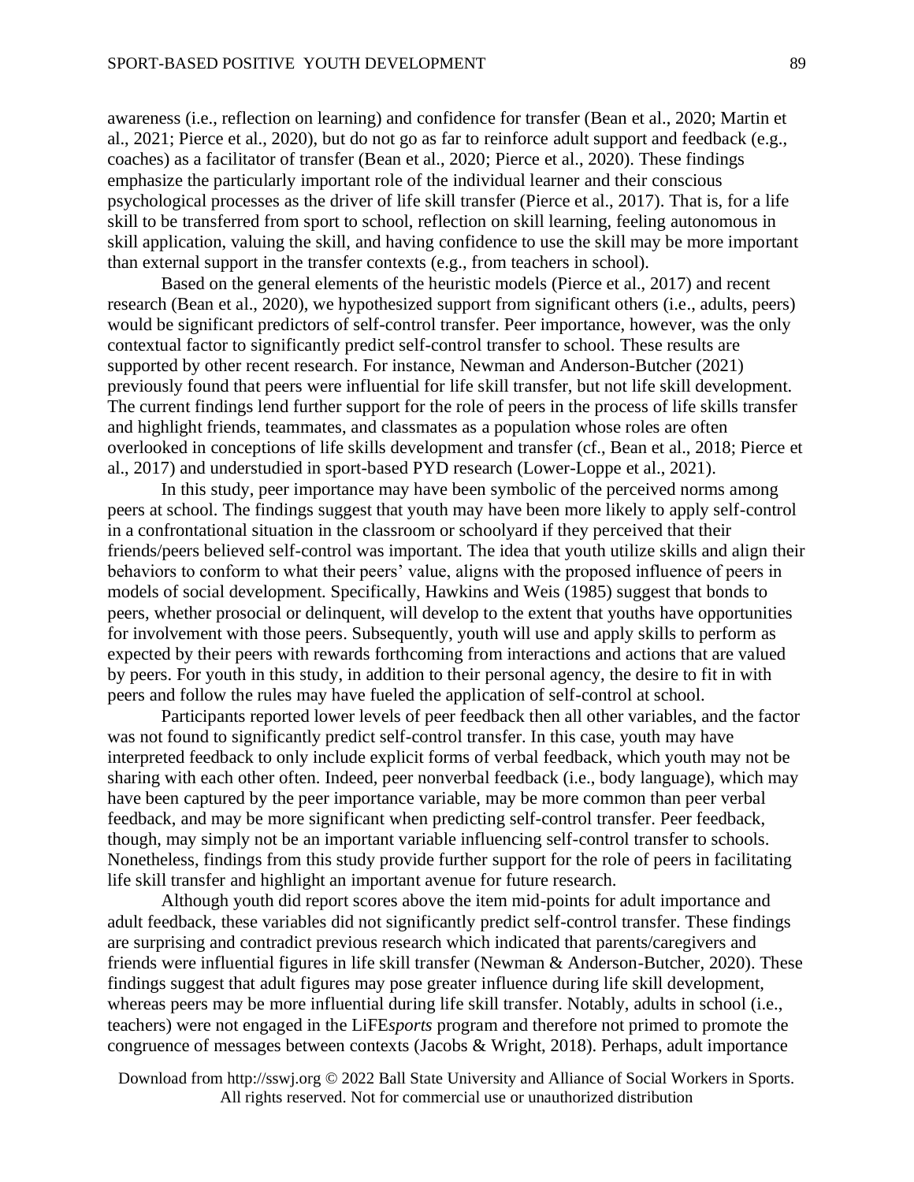awareness (i.e., reflection on learning) and confidence for transfer (Bean et al., 2020; Martin et al., 2021; Pierce et al., 2020), but do not go as far to reinforce adult support and feedback (e.g., coaches) as a facilitator of transfer (Bean et al., 2020; Pierce et al., 2020). These findings emphasize the particularly important role of the individual learner and their conscious psychological processes as the driver of life skill transfer (Pierce et al., 2017). That is, for a life skill to be transferred from sport to school, reflection on skill learning, feeling autonomous in skill application, valuing the skill, and having confidence to use the skill may be more important than external support in the transfer contexts (e.g., from teachers in school).

Based on the general elements of the heuristic models (Pierce et al., 2017) and recent research (Bean et al., 2020), we hypothesized support from significant others (i.e., adults, peers) would be significant predictors of self-control transfer. Peer importance, however, was the only contextual factor to significantly predict self-control transfer to school. These results are supported by other recent research. For instance, Newman and Anderson-Butcher (2021) previously found that peers were influential for life skill transfer, but not life skill development. The current findings lend further support for the role of peers in the process of life skills transfer and highlight friends, teammates, and classmates as a population whose roles are often overlooked in conceptions of life skills development and transfer (cf., Bean et al., 2018; Pierce et al., 2017) and understudied in sport-based PYD research (Lower-Loppe et al., 2021).

In this study, peer importance may have been symbolic of the perceived norms among peers at school. The findings suggest that youth may have been more likely to apply self-control in a confrontational situation in the classroom or schoolyard if they perceived that their friends/peers believed self-control was important. The idea that youth utilize skills and align their behaviors to conform to what their peers' value, aligns with the proposed influence of peers in models of social development. Specifically, Hawkins and Weis (1985) suggest that bonds to peers, whether prosocial or delinquent, will develop to the extent that youths have opportunities for involvement with those peers. Subsequently, youth will use and apply skills to perform as expected by their peers with rewards forthcoming from interactions and actions that are valued by peers. For youth in this study, in addition to their personal agency, the desire to fit in with peers and follow the rules may have fueled the application of self-control at school.

Participants reported lower levels of peer feedback then all other variables, and the factor was not found to significantly predict self-control transfer. In this case, youth may have interpreted feedback to only include explicit forms of verbal feedback, which youth may not be sharing with each other often. Indeed, peer nonverbal feedback (i.e., body language), which may have been captured by the peer importance variable, may be more common than peer verbal feedback, and may be more significant when predicting self-control transfer. Peer feedback, though, may simply not be an important variable influencing self-control transfer to schools. Nonetheless, findings from this study provide further support for the role of peers in facilitating life skill transfer and highlight an important avenue for future research.

Although youth did report scores above the item mid-points for adult importance and adult feedback, these variables did not significantly predict self-control transfer. These findings are surprising and contradict previous research which indicated that parents/caregivers and friends were influential figures in life skill transfer (Newman & Anderson-Butcher, 2020). These findings suggest that adult figures may pose greater influence during life skill development, whereas peers may be more influential during life skill transfer. Notably, adults in school (i.e., teachers) were not engaged in the LiFE*sports* program and therefore not primed to promote the congruence of messages between contexts (Jacobs & Wright, 2018). Perhaps, adult importance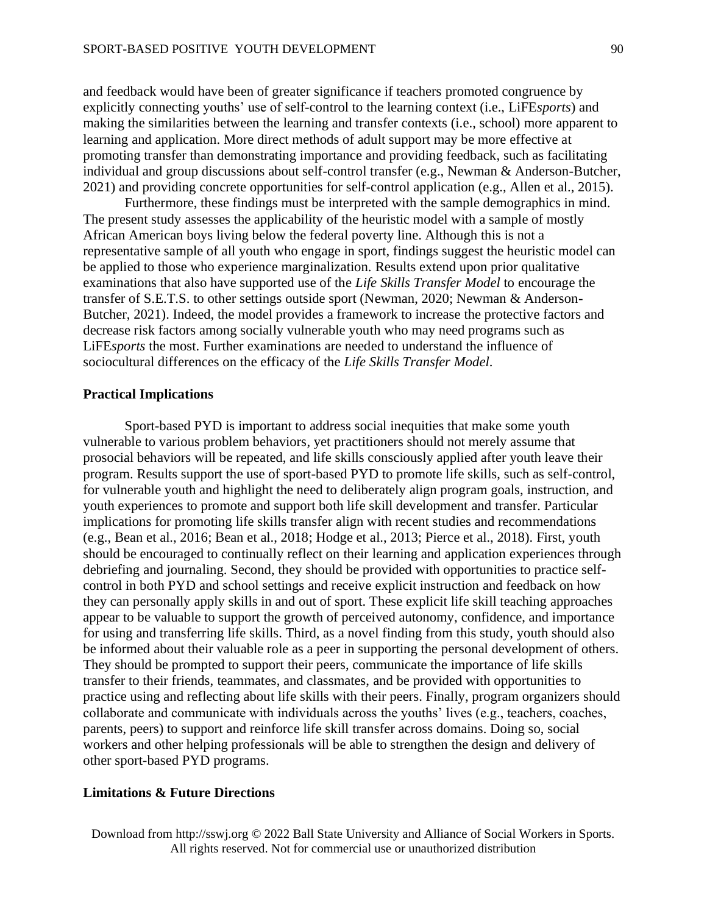and feedback would have been of greater significance if teachers promoted congruence by explicitly connecting youths' use of self-control to the learning context (i.e., LiFE*sports*) and making the similarities between the learning and transfer contexts (i.e., school) more apparent to learning and application. More direct methods of adult support may be more effective at promoting transfer than demonstrating importance and providing feedback, such as facilitating individual and group discussions about self-control transfer (e.g., Newman & Anderson-Butcher, 2021) and providing concrete opportunities for self-control application (e.g., Allen et al., 2015).

Furthermore, these findings must be interpreted with the sample demographics in mind. The present study assesses the applicability of the heuristic model with a sample of mostly African American boys living below the federal poverty line. Although this is not a representative sample of all youth who engage in sport, findings suggest the heuristic model can be applied to those who experience marginalization. Results extend upon prior qualitative examinations that also have supported use of the *Life Skills Transfer Model* to encourage the transfer of S.E.T.S. to other settings outside sport (Newman, 2020; Newman & Anderson-Butcher, 2021). Indeed, the model provides a framework to increase the protective factors and decrease risk factors among socially vulnerable youth who may need programs such as LiFE*sports* the most. Further examinations are needed to understand the influence of sociocultural differences on the efficacy of the *Life Skills Transfer Model*.

## Practical Implications

Sport-based PYD is important to address social inequities that make some youth vulnerable to various problem behaviors, yet practitioners should not merely assume that prosocial behaviors will be repeated, and life skills consciously applied after youth leave their program. Results support the use of sport-based PYD to promote life skills, such as self-control, for vulnerable youth and highlight the need to deliberately align program goals, instruction, and youth experiences to promote and support both life skill development and transfer. Particular implications for promoting life skills transfer align with recent studies and recommendations (e.g., Bean et al., 2016; Bean et al., 2018; Hodge et al., 2013; Pierce et al., 2018). First, youth should be encouraged to continually reflect on their learning and application experiences through debriefing and journaling. Second, they should be provided with opportunities to practice self-control in both PYD and school settings and receive explicit instruction and feedback on how they can personally apply skills in and out of sport. These explicit life skill teaching approaches appear to be valuable to support the growth of perceived autonomy, confidence, and importance for using and transferring life skills. Third, as a novel finding from this study, youth should also be informed about their valuable role as a peer in supporting the personal development of others. They should be prompted to support their peers, communicate the importance of life skills transfer to their friends, teammates, and classmates, and be provided with opportunities to practice using and reflecting about life skills with their peers. Finally, program organizers should collaborate and communicate with individuals across the youths' lives (e.g., teachers, coaches, parents, peers) to support and reinforce life skill transfer across domains. Doing so, social workers and other helping professionals will be able to strengthen the design and delivery of other sport-based PYD programs.

## Limitations & Future Directions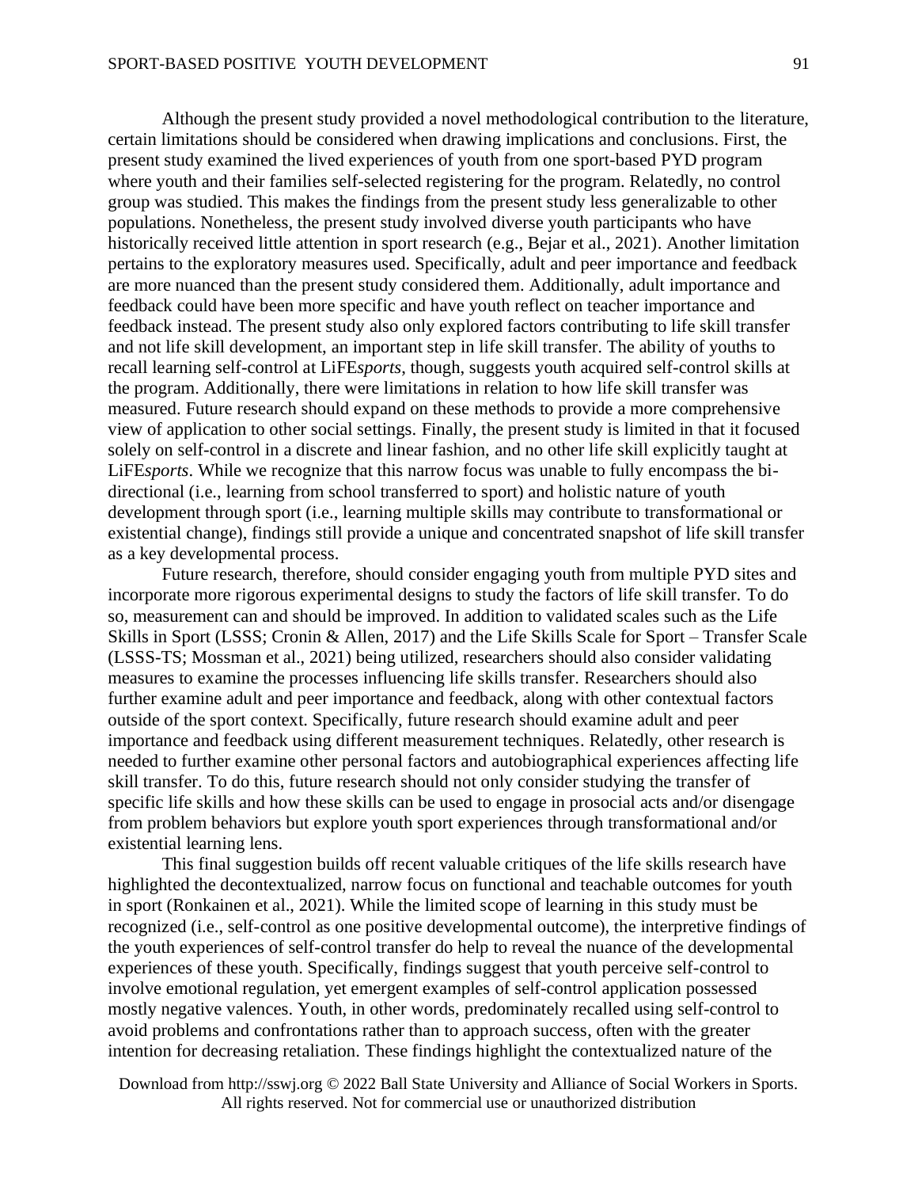Although the present study provided a novel methodological contribution to the literature, certain limitations should be considered when drawing implications and conclusions. First, the present study examined the lived experiences of youth from one sport-based PYD program where youth and their families self-selected registering for the program. Relatedly, no control group was studied. This makes the findings from the present study less generalizable to other populations. Nonetheless, the present study involved diverse youth participants who have historically received little attention in sport research (e.g., Bejar et al., 2021). Another limitation pertains to the exploratory measures used. Specifically, adult and peer importance and feedback are more nuanced than the present study considered them. Additionally, adult importance and feedback could have been more specific and have youth reflect on teacher importance and feedback instead. The present study also only explored factors contributing to life skill transfer and not life skill development, an important step in life skill transfer. The ability of youths to recall learning self-control at LiFE*sports*, though, suggests youth acquired self-control skills at the program. Additionally, there were limitations in relation to how life skill transfer was measured. Future research should expand on these methods to provide a more comprehensive view of application to other social settings. Finally, the present study is limited in that it focused solely on self-control in a discrete and linear fashion, and no other life skill explicitly taught at LiFE*sports*. While we recognize that this narrow focus was unable to fully encompass the bi-directional (i.e., learning from school transferred to sport) and holistic nature of youth development through sport (i.e., learning multiple skills may contribute to transformational or existential change), findings still provide a unique and concentrated snapshot of life skill transfer as a key developmental process.

Future research, therefore, should consider engaging youth from multiple PYD sites and incorporate more rigorous experimental designs to study the factors of life skill transfer. To do so, measurement can and should be improved. In addition to validated scales such as the Life Skills in Sport (LSSS; Cronin & Allen, 2017) and the Life Skills Scale for Sport – Transfer Scale (LSSS-TS; Mossman et al., 2021) being utilized, researchers should also consider validating measures to examine the processes influencing life skills transfer. Researchers should also further examine adult and peer importance and feedback, along with other contextual factors outside of the sport context. Specifically, future research should examine adult and peer importance and feedback using different measurement techniques. Relatedly, other research is needed to further examine other personal factors and autobiographical experiences affecting life skill transfer. To do this, future research should not only consider studying the transfer of specific life skills and how these skills can be used to engage in prosocial acts and/or disengage from problem behaviors but explore youth sport experiences through transformational and/or existential learning lens.

This final suggestion builds off recent valuable critiques of the life skills research have highlighted the decontextualized, narrow focus on functional and teachable outcomes for youth in sport (Ronkainen et al., 2021). While the limited scope of learning in this study must be recognized (i.e., self-control as one positive developmental outcome), the interpretive findings of the youth experiences of self-control transfer do help to reveal the nuance of the developmental experiences of these youth. Specifically, findings suggest that youth perceive self-control to involve emotional regulation, yet emergent examples of self-control application possessed mostly negative valences. Youth, in other words, predominately recalled using self-control to avoid problems and confrontations rather than to approach success, often with the greater intention for decreasing retaliation. These findings highlight the contextualized nature of the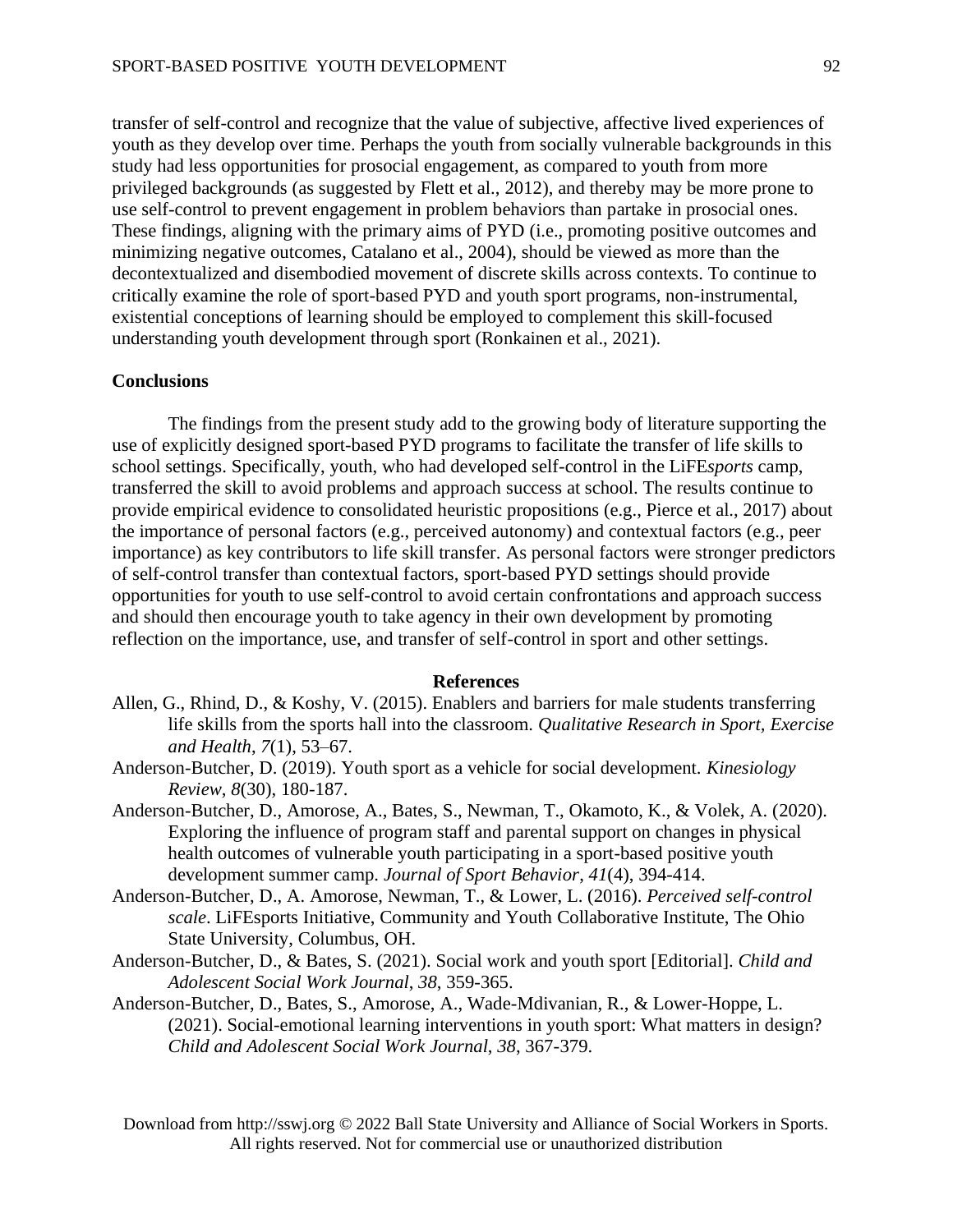transfer of self-control and recognize that the value of subjective, affective lived experiences of youth as they develop over time. Perhaps the youth from socially vulnerable backgrounds in this study had less opportunities for prosocial engagement, as compared to youth from more privileged backgrounds (as suggested by Flett et al., 2012), and thereby may be more prone to use self-control to prevent engagement in problem behaviors than partake in prosocial ones. These findings, aligning with the primary aims of PYD (i.e., promoting positive outcomes and minimizing negative outcomes, Catalano et al., 2004), should be viewed as more than the decontextualized and disembodied movement of discrete skills across contexts. To continue to critically examine the role of sport-based PYD and youth sport programs, non-instrumental, existential conceptions of learning should be employed to complement this skill-focused understanding youth development through sport (Ronkainen et al., 2021).

## Conclusions

The findings from the present study add to the growing body of literature supporting the use of explicitly designed sport-based PYD programs to facilitate the transfer of life skills to school settings. Specifically, youth, who had developed self-control in the LiFE*sports* camp, transferred the skill to avoid problems and approach success at school. The results continue to provide empirical evidence to consolidated heuristic propositions (e.g., Pierce et al., 2017) about the importance of personal factors (e.g., perceived autonomy) and contextual factors (e.g., peer importance) as key contributors to life skill transfer. As personal factors were stronger predictors of self-control transfer than contextual factors, sport-based PYD settings should provide opportunities for youth to use self-control to avoid certain confrontations and approach success and should then encourage youth to take agency in their own development by promoting reflection on the importance, use, and transfer of self-control in sport and other settings.

## References

Allen, G., Rhind, D., & Koshy, V. (2015). Enablers and barriers for male students transferring life skills from the sports hall into the classroom. *Qualitative Research in Sport, Exercise and Health*, *7*(1), 53–67.

Anderson-Butcher, D. (2019). Youth sport as a vehicle for social development. *Kinesiology Review*, *8*(30), 180-187.

Anderson-Butcher, D., Amorose, A., Bates, S., Newman, T., Okamoto, K., & Volek, A. (2020). Exploring the influence of program staff and parental support on changes in physical health outcomes of vulnerable youth participating in a sport-based positive youth development summer camp. *Journal of Sport Behavior*, *41*(4), 394-414.

Anderson-Butcher, D., A. Amorose, Newman, T., & Lower, L. (2016). *Perceived self-control scale*. LiFEsports Initiative, Community and Youth Collaborative Institute, The Ohio State University, Columbus, OH.

Anderson-Butcher, D., & Bates, S. (2021). Social work and youth sport [Editorial]. *Child and Adolescent Social Work Journal*, *38*, 359-365.

Anderson-Butcher, D., Bates, S., Amorose, A., Wade-Mdivanian, R., & Lower-Hoppe, L. (2021). Social-emotional learning interventions in youth sport: What matters in design? *Child and Adolescent Social Work Journal*, *38*, 367-379.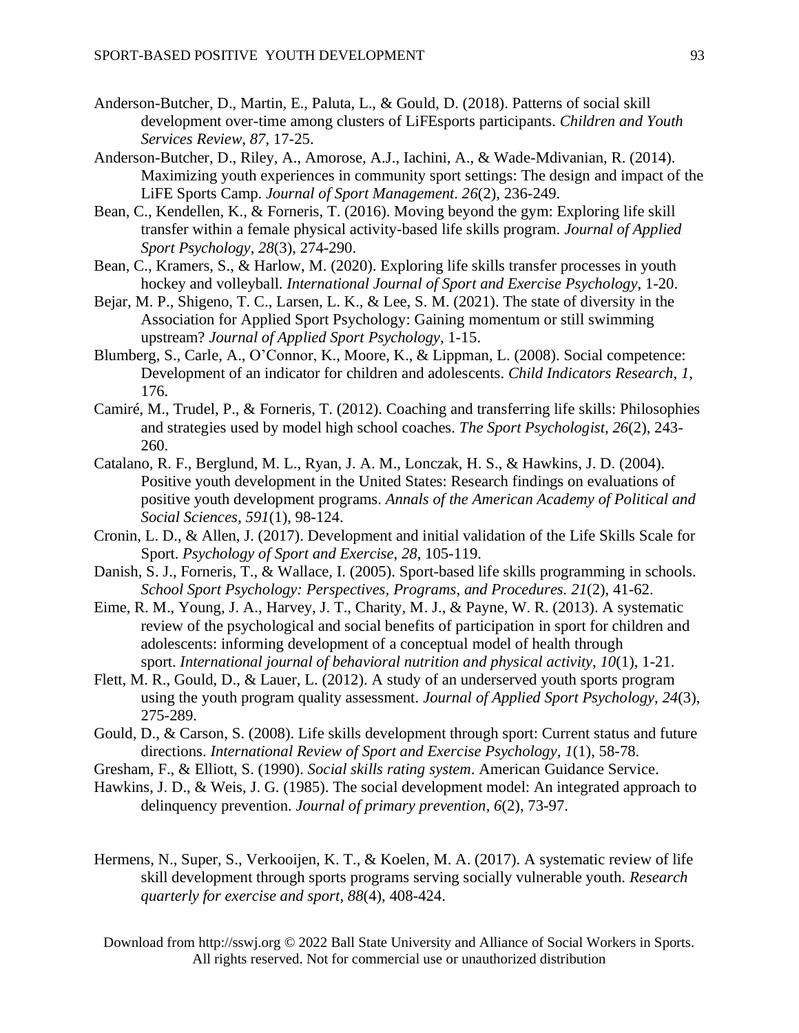Anderson-Butcher, D., Martin, E., Paluta, L., & Gould, D. (2018). Patterns of social skill development over-time among clusters of LiFEsports participants. *Children and Youth Services Review*, *87*, 17-25.

Anderson-Butcher, D., Riley, A., Amorose, A.J., Iachini, A., & Wade-Mdivanian, R. (2014). Maximizing youth experiences in community sport settings: The design and impact of the LiFE Sports Camp. *Journal of Sport Management*. *26*(2), 236-249.

Bean, C., Kendellen, K., & Forneris, T. (2016). Moving beyond the gym: Exploring life skill transfer within a female physical activity-based life skills program. *Journal of Applied Sport Psychology*, *28*(3), 274-290.

Bean, C., Kramers, S., & Harlow, M. (2020). Exploring life skills transfer processes in youth hockey and volleyball. *International Journal of Sport and Exercise Psychology*, 1-20.

Bejar, M. P., Shigeno, T. C., Larsen, L. K., & Lee, S. M. (2021). The state of diversity in the Association for Applied Sport Psychology: Gaining momentum or still swimming upstream? *Journal of Applied Sport Psychology*, 1-15.

Blumberg, S., Carle, A., O'Connor, K., Moore, K., & Lippman, L. (2008). Social competence: Development of an indicator for children and adolescents. *Child Indicators Research*, *1*, 176.

Camiré, M., Trudel, P., & Forneris, T. (2012). Coaching and transferring life skills: Philosophies and strategies used by model high school coaches. *The Sport Psychologist*, *26*(2), 243-260.

Catalano, R. F., Berglund, M. L., Ryan, J. A. M., Lonczak, H. S., & Hawkins, J. D. (2004). Positive youth development in the United States: Research findings on evaluations of positive youth development programs. *Annals of the American Academy of Political and Social Sciences*, *591*(1), 98-124.

Cronin, L. D., & Allen, J. (2017). Development and initial validation of the Life Skills Scale for Sport. *Psychology of Sport and Exercise*, *28*, 105-119.

Danish, S. J., Forneris, T., & Wallace, I. (2005). Sport-based life skills programming in schools. *School Sport Psychology: Perspectives, Programs, and Procedures. 21*(2), 41-62.

Eime, R. M., Young, J. A., Harvey, J. T., Charity, M. J., & Payne, W. R. (2013). A systematic review of the psychological and social benefits of participation in sport for children and adolescents: informing development of a conceptual model of health through sport. *International journal of behavioral nutrition and physical activity*, *10*(1), 1-21.

Flett, M. R., Gould, D., & Lauer, L. (2012). A study of an underserved youth sports program using the youth program quality assessment. *Journal of Applied Sport Psychology*, *24*(3), 275-289.

Gould, D., & Carson, S. (2008). Life skills development through sport: Current status and future directions. *International Review of Sport and Exercise Psychology*, *1*(1), 58-78.

Gresham, F., & Elliott, S. (1990). *Social skills rating system*. American Guidance Service.

Hawkins, J. D., & Weis, J. G. (1985). The social development model: An integrated approach to delinquency prevention. *Journal of primary prevention*, *6*(2), 73-97.

Hermens, N., Super, S., Verkooijen, K. T., & Koelen, M. A. (2017). A systematic review of life skill development through sports programs serving socially vulnerable youth. *Research quarterly for exercise and sport*, *88*(4), 408-424.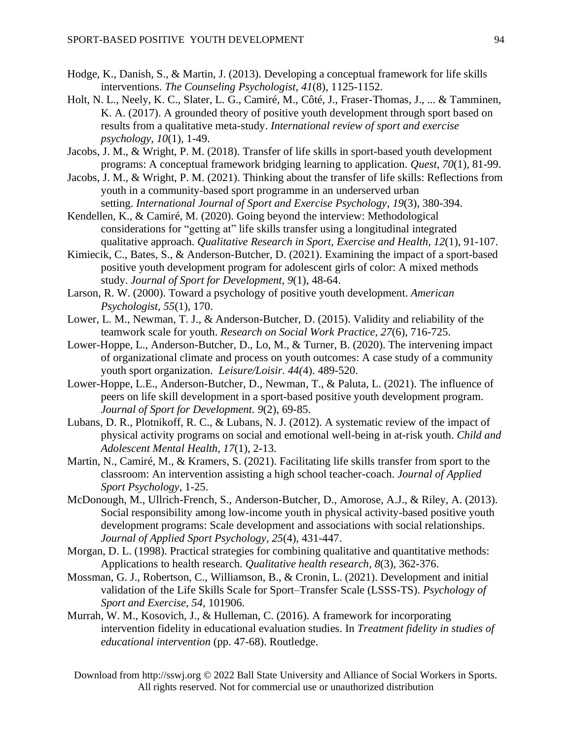Hodge, K., Danish, S., & Martin, J. (2013). Developing a conceptual framework for life skills interventions. *The Counseling Psychologist*, *41*(8), 1125-1152.

Holt, N. L., Neely, K. C., Slater, L. G., Camiré, M., Côté, J., Fraser-Thomas, J., ... & Tamminen, K. A. (2017). A grounded theory of positive youth development through sport based on results from a qualitative meta-study. *International review of sport and exercise psychology*, *10*(1), 1-49.

Jacobs, J. M., & Wright, P. M. (2018). Transfer of life skills in sport-based youth development programs: A conceptual framework bridging learning to application. *Quest*, *70*(1), 81-99.

Jacobs, J. M., & Wright, P. M. (2021). Thinking about the transfer of life skills: Reflections from youth in a community-based sport programme in an underserved urban setting. *International Journal of Sport and Exercise Psychology*, *19*(3), 380-394.

Kendellen, K., & Camiré, M. (2020). Going beyond the interview: Methodological considerations for "getting at" life skills transfer using a longitudinal integrated qualitative approach. *Qualitative Research in Sport, Exercise and Health*, *12*(1), 91-107.

Kimiecik, C., Bates, S., & Anderson-Butcher, D. (2021). Examining the impact of a sport-based positive youth development program for adolescent girls of color: A mixed methods study. *Journal of Sport for Development*, *9*(1), 48-64.

Larson, R. W. (2000). Toward a psychology of positive youth development. *American Psychologist*, *55*(1), 170.

Lower, L. M., Newman, T. J., & Anderson-Butcher, D. (2015). Validity and reliability of the teamwork scale for youth. *Research on Social Work Practice*, *27*(6), 716-725.

Lower-Hoppe, L., Anderson-Butcher, D., Lo, M., & Turner, B. (2020). The intervening impact of organizational climate and process on youth outcomes: A case study of a community youth sport organization. *Leisure/Loisir. 44(*4). 489-520.

Lower-Hoppe, L.E., Anderson-Butcher, D., Newman, T., & Paluta, L. (2021). The influence of peers on life skill development in a sport-based positive youth development program. *Journal of Sport for Development. 9*(2), 69-85.

Lubans, D. R., Plotnikoff, R. C., & Lubans, N. J. (2012). A systematic review of the impact of physical activity programs on social and emotional well-being in at-risk youth. *Child and Adolescent Mental Health*, *17*(1), 2-13.

Martin, N., Camiré, M., & Kramers, S. (2021). Facilitating life skills transfer from sport to the classroom: An intervention assisting a high school teacher-coach. *Journal of Applied Sport Psychology*, 1-25.

McDonough, M., Ullrich-French, S., Anderson-Butcher, D., Amorose, A.J., & Riley, A. (2013). Social responsibility among low-income youth in physical activity-based positive youth development programs: Scale development and associations with social relationships. *Journal of Applied Sport Psychology*, *25*(4), 431-447.

Morgan, D. L. (1998). Practical strategies for combining qualitative and quantitative methods: Applications to health research. *Qualitative health research*, *8*(3), 362-376.

Mossman, G. J., Robertson, C., Williamson, B., & Cronin, L. (2021). Development and initial validation of the Life Skills Scale for Sport–Transfer Scale (LSSS-TS). *Psychology of Sport and Exercise*, *54*, 101906.

Murrah, W. M., Kosovich, J., & Hulleman, C. (2016). A framework for incorporating intervention fidelity in educational evaluation studies. In *Treatment fidelity in studies of educational intervention* (pp. 47-68). Routledge.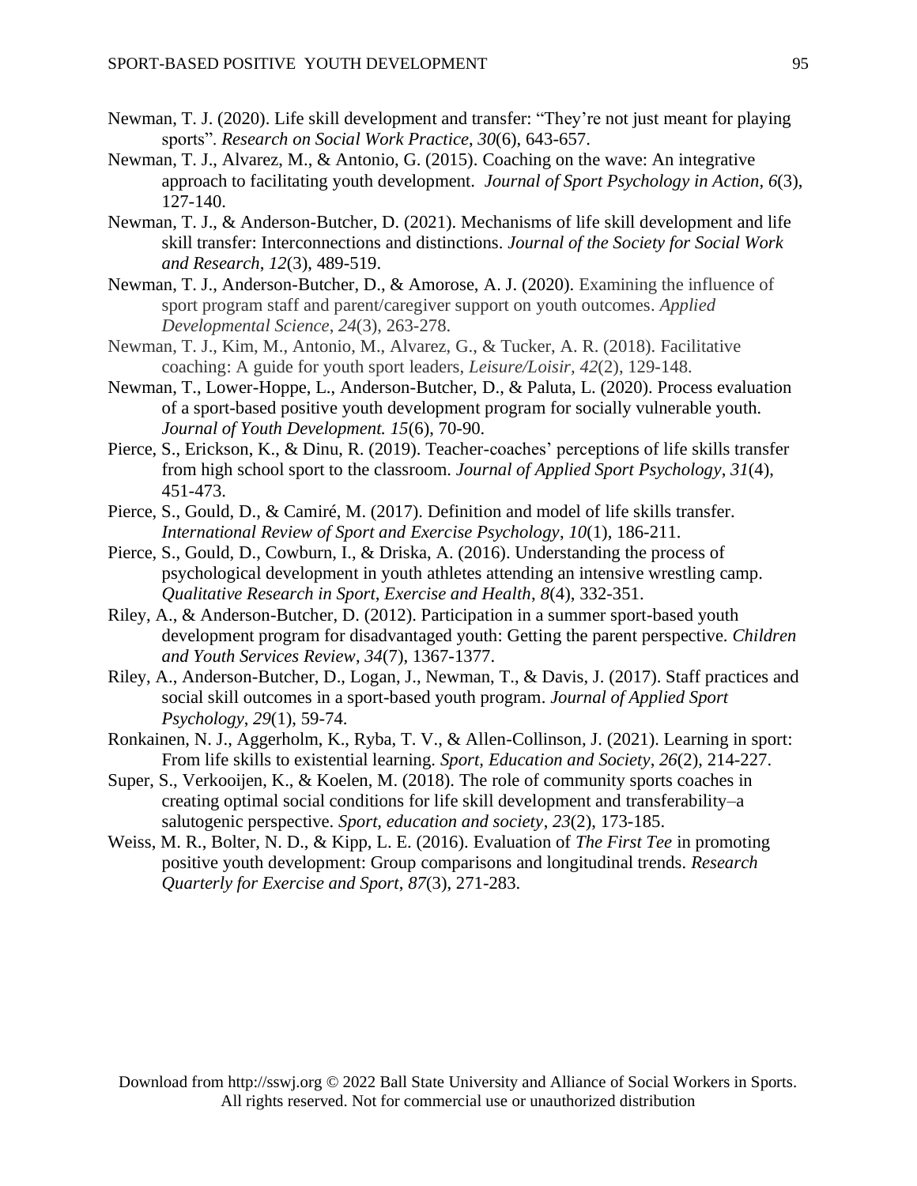Newman, T. J. (2020). Life skill development and transfer: "They're not just meant for playing sports". *Research on Social Work Practice*, *30*(6), 643-657.

Newman, T. J., Alvarez, M., & Antonio, G. (2015). Coaching on the wave: An integrative approach to facilitating youth development. *Journal of Sport Psychology in Action*, *6*(3), 127-140.

Newman, T. J., & Anderson-Butcher, D. (2021). Mechanisms of life skill development and life skill transfer: Interconnections and distinctions. *Journal of the Society for Social Work and Research*, *12*(3), 489-519.

Newman, T. J., Anderson-Butcher, D., & Amorose, A. J. (2020). Examining the influence of sport program staff and parent/caregiver support on youth outcomes. *Applied Developmental Science*, *24*(3), 263-278.

Newman, T. J., Kim, M., Antonio, M., Alvarez, G., & Tucker, A. R. (2018). Facilitative coaching: A guide for youth sport leaders, *Leisure/Loisir*, *42*(2), 129-148.

Newman, T., Lower-Hoppe, L., Anderson-Butcher, D., & Paluta, L. (2020). Process evaluation of a sport-based positive youth development program for socially vulnerable youth. *Journal of Youth Development. 15*(6), 70-90.

Pierce, S., Erickson, K., & Dinu, R. (2019). Teacher-coaches' perceptions of life skills transfer from high school sport to the classroom. *Journal of Applied Sport Psychology*, *31*(4), 451-473.

Pierce, S., Gould, D., & Camiré, M. (2017). Definition and model of life skills transfer. *International Review of Sport and Exercise Psychology*, *10*(1), 186-211.

Pierce, S., Gould, D., Cowburn, I., & Driska, A. (2016). Understanding the process of psychological development in youth athletes attending an intensive wrestling camp. *Qualitative Research in Sport, Exercise and Health*, *8*(4), 332-351.

Riley, A., & Anderson-Butcher, D. (2012). Participation in a summer sport-based youth development program for disadvantaged youth: Getting the parent perspective. *Children and Youth Services Review*, *34*(7), 1367-1377.

Riley, A., Anderson-Butcher, D., Logan, J., Newman, T., & Davis, J. (2017). Staff practices and social skill outcomes in a sport-based youth program. *Journal of Applied Sport Psychology*, *29*(1), 59-74.

Ronkainen, N. J., Aggerholm, K., Ryba, T. V., & Allen-Collinson, J. (2021). Learning in sport: From life skills to existential learning. *Sport, Education and Society*, *26*(2), 214-227.

Super, S., Verkooijen, K., & Koelen, M. (2018). The role of community sports coaches in creating optimal social conditions for life skill development and transferability–a salutogenic perspective. *Sport, education and society*, *23*(2), 173-185.

Weiss, M. R., Bolter, N. D., & Kipp, L. E. (2016). Evaluation of *The First Tee* in promoting positive youth development: Group comparisons and longitudinal trends. *Research Quarterly for Exercise and Sport*, *87*(3), 271-283.